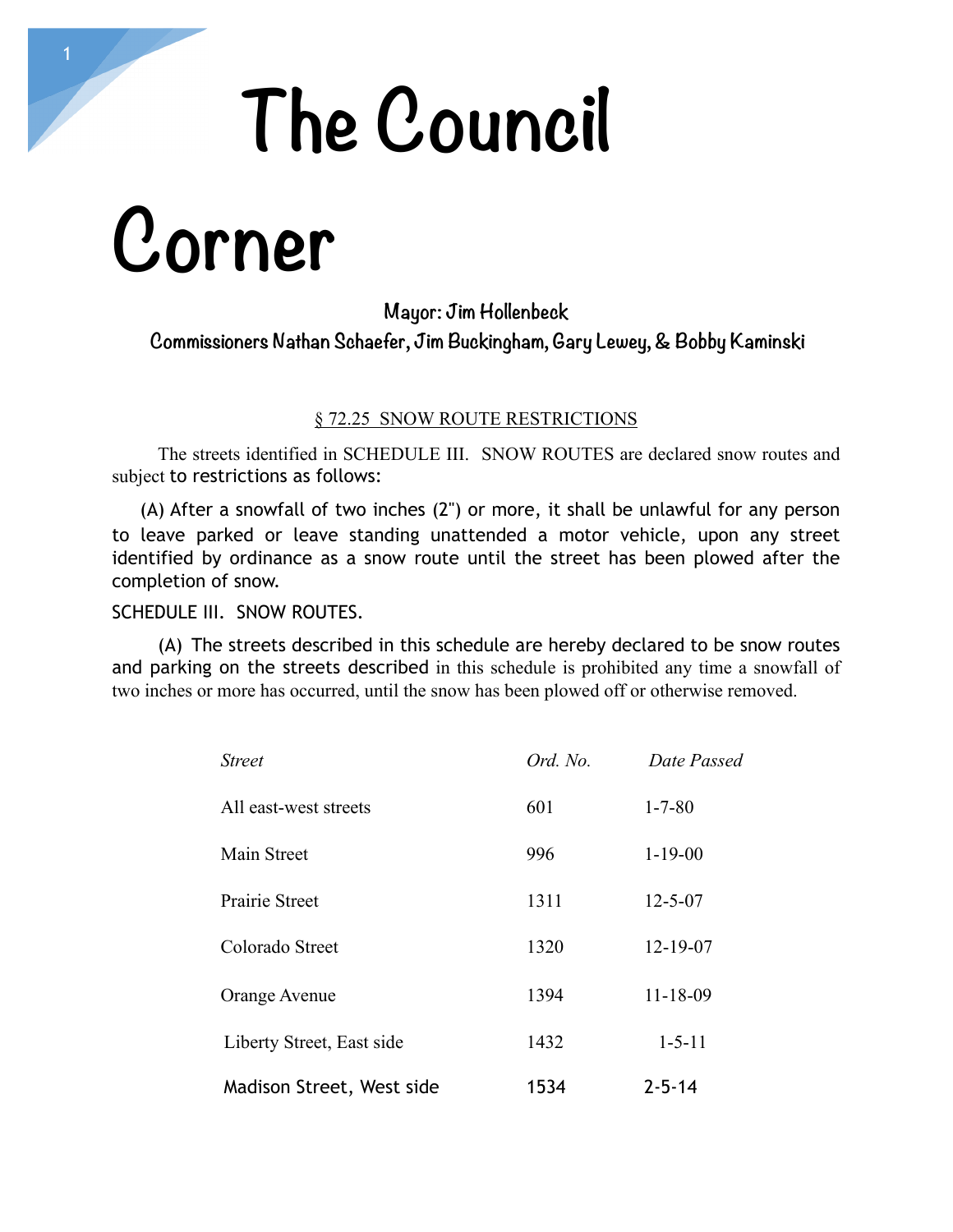# The Council Corner

**Mayor: Jim Hollenbeck**

**Commissioners Nathan Schaefer, Jim Buckingham, Gary Lewey, & Bobby Kaminski**

§ 72.25 SNOW ROUTE RESTRICTIONS

The streets identified in SCHEDULE III. SNOW ROUTES are declared snow routes and subject to restrictions as follows:

(A) After a snowfall of two inches (2") or more, it shall be unlawful for any person to leave parked or leave standing unattended a motor vehicle, upon any street identified by ordinance as a snow route until the street has been plowed after the completion of snow.

SCHEDULE III. SNOW ROUTES.

(A) The streets described in this schedule are hereby declared to be snow routes and parking on the streets described in this schedule is prohibited any time a snowfall of two inches or more has occurred, until the snow has been plowed off or otherwise removed.

| *Street* | *Ord. No.* | *Date Passed* |
|---|---|---|
| All east-west streets | 601 | 1-7-80 |
| Main Street | 996 | 1-19-00 |
| Prairie Street | 1311 | 12-5-07 |
| Colorado Street | 1320 | 12-19-07 |
| Orange Avenue | 1394 | 11-18-09 |
| Liberty Street, East side | 1432 | 1-5-11 |
| Madison Street, West side | 1534 | 2-5-14 |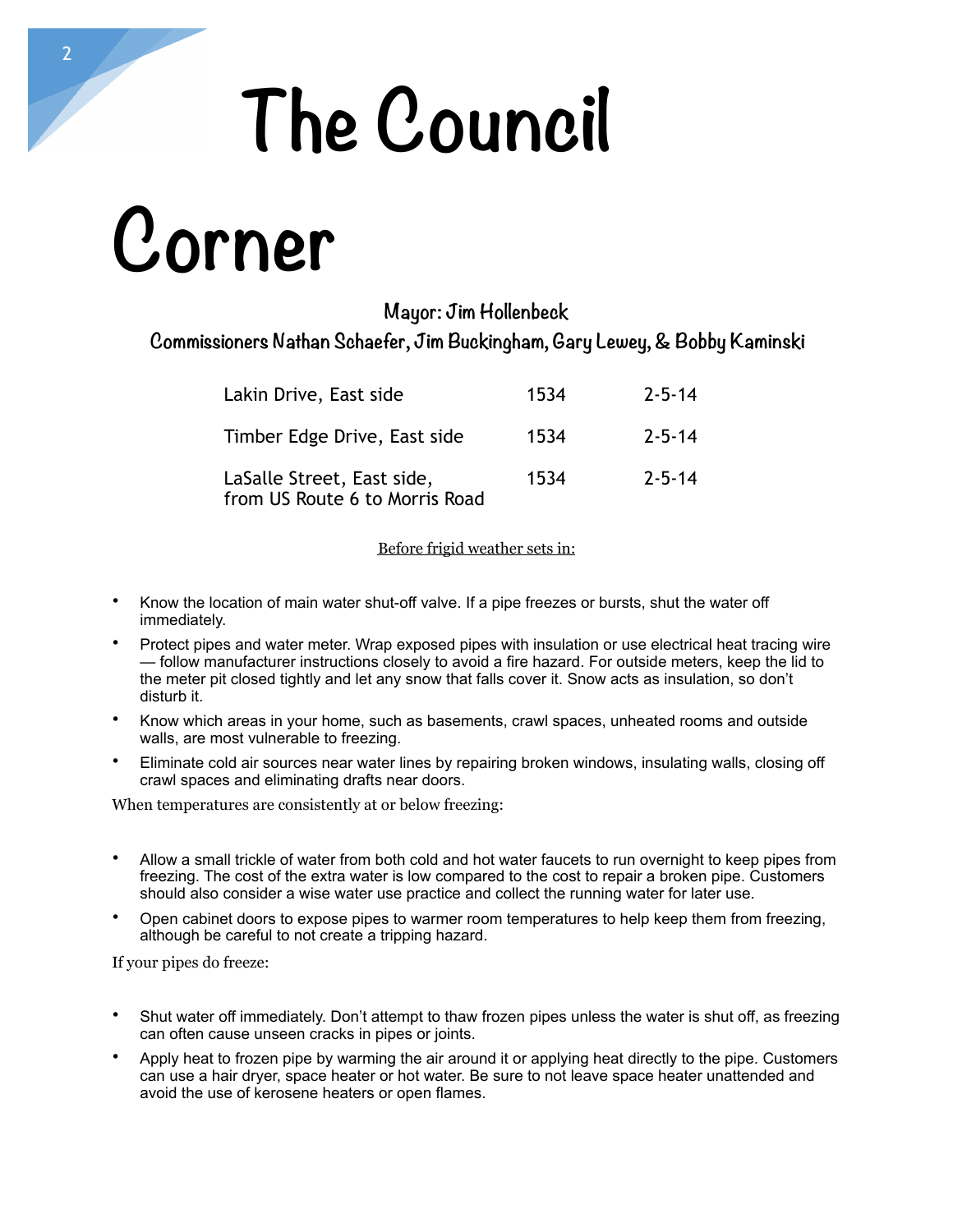# The Council Corner

**Mayor: Jim Hollenbeck**

**Commissioners Nathan Schaefer, Jim Buckingham, Gary Lewey, & Bobby Kaminski**

| | | |
|---|---|---|
| Lakin Drive, East side | 1534 | 2-5-14 |
| Timber Edge Drive, East side | 1534 | 2-5-14 |
| LaSalle Street, East side, from US Route 6 to Morris Road | 1534 | 2-5-14 |

Before frigid weather sets in:

- Know the location of main water shut-off valve. If a pipe freezes or bursts, shut the water off immediately.
- Protect pipes and water meter. Wrap exposed pipes with insulation or use electrical heat tracing wire — follow manufacturer instructions closely to avoid a fire hazard. For outside meters, keep the lid to the meter pit closed tightly and let any snow that falls cover it. Snow acts as insulation, so don't disturb it.
- Know which areas in your home, such as basements, crawl spaces, unheated rooms and outside walls, are most vulnerable to freezing.
- Eliminate cold air sources near water lines by repairing broken windows, insulating walls, closing off crawl spaces and eliminating drafts near doors.

When temperatures are consistently at or below freezing:

- Allow a small trickle of water from both cold and hot water faucets to run overnight to keep pipes from freezing. The cost of the extra water is low compared to the cost to repair a broken pipe. Customers should also consider a wise water use practice and collect the running water for later use.
- Open cabinet doors to expose pipes to warmer room temperatures to help keep them from freezing, although be careful to not create a tripping hazard.

If your pipes do freeze:

- Shut water off immediately. Don't attempt to thaw frozen pipes unless the water is shut off, as freezing can often cause unseen cracks in pipes or joints.
- Apply heat to frozen pipe by warming the air around it or applying heat directly to the pipe. Customers can use a hair dryer, space heater or hot water. Be sure to not leave space heater unattended and avoid the use of kerosene heaters or open flames.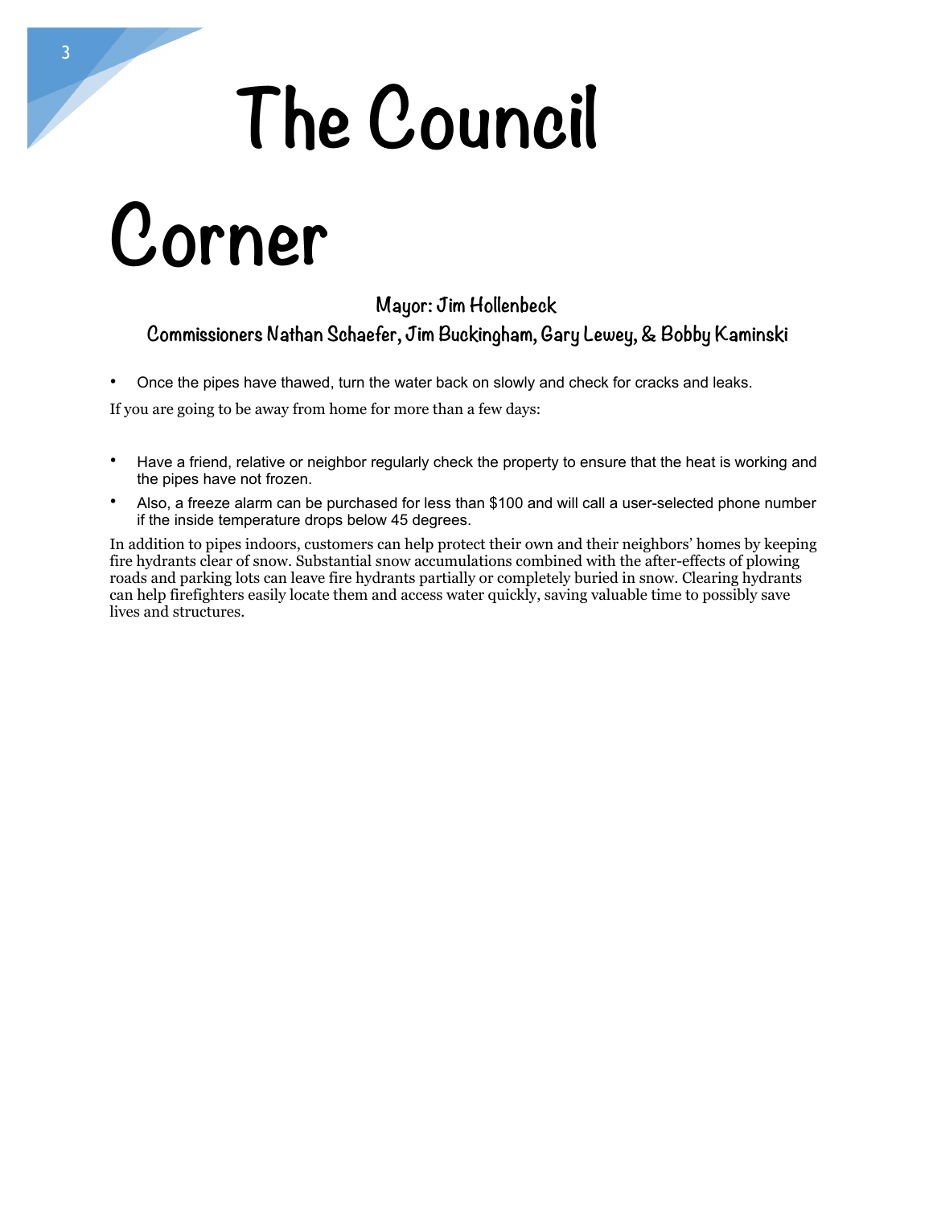# The Council Corner

**Mayor: Jim Hollenbeck**

**Commissioners Nathan Schaefer, Jim Buckingham, Gary Lewey, & Bobby Kaminski**

- Once the pipes have thawed, turn the water back on slowly and check for cracks and leaks.

If you are going to be away from home for more than a few days:

- Have a friend, relative or neighbor regularly check the property to ensure that the heat is working and the pipes have not frozen.
- Also, a freeze alarm can be purchased for less than $100 and will call a user-selected phone number if the inside temperature drops below 45 degrees.

In addition to pipes indoors, customers can help protect their own and their neighbors' homes by keeping fire hydrants clear of snow. Substantial snow accumulations combined with the after-effects of plowing roads and parking lots can leave fire hydrants partially or completely buried in snow. Clearing hydrants can help firefighters easily locate them and access water quickly, saving valuable time to possibly save lives and structures.